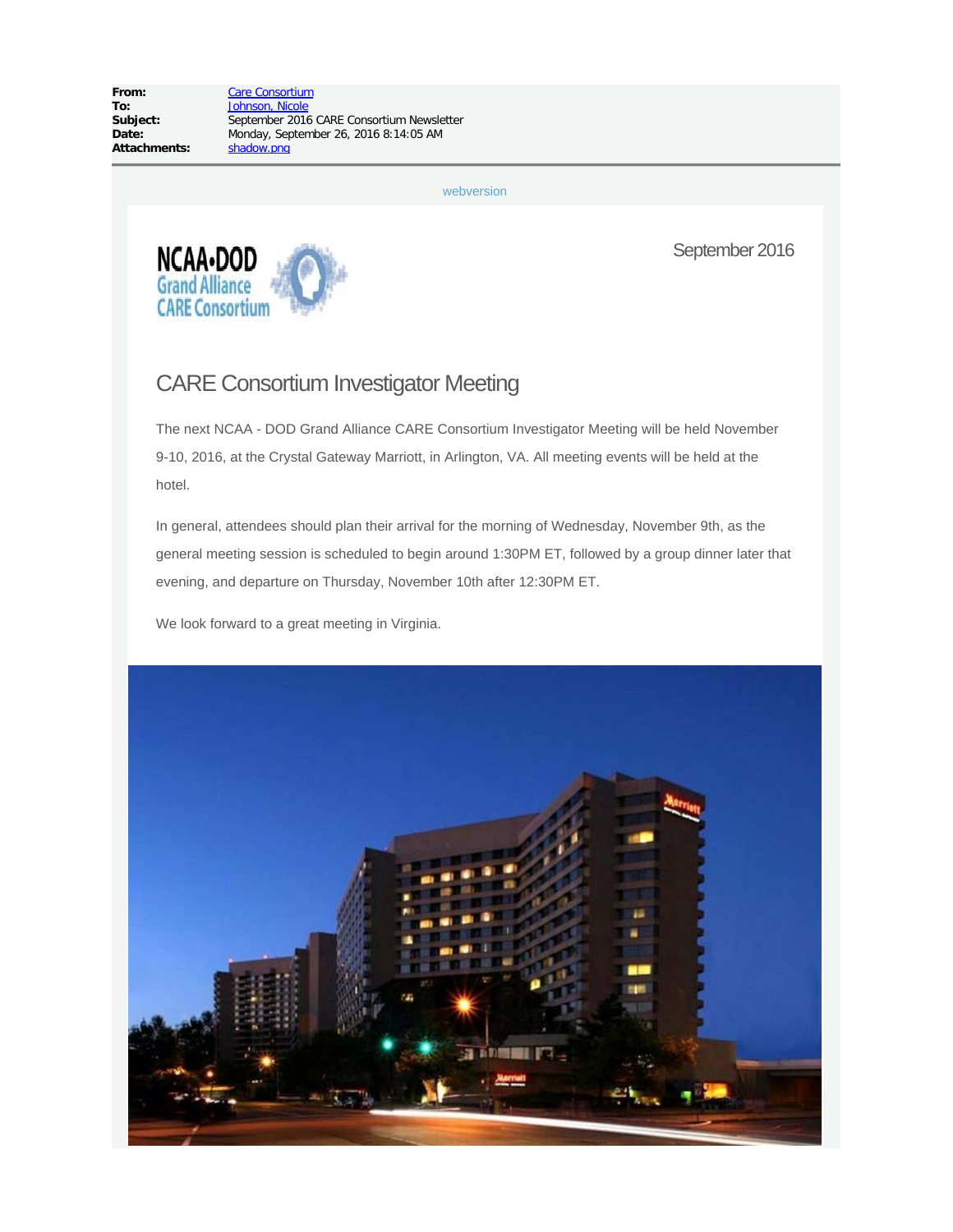**From:** Care Consortium
**To:** Johnson, Nicole
**Subject:** September 2016 CARE Consortium Newsletter
**Date:** Monday, September 26, 2016 8:14:05 AM
**Attachments:** shadow.png

webversion

NCAA•DOD Grand Alliance CARE Consortium

September 2016

## CARE Consortium Investigator Meeting

The next NCAA - DOD Grand Alliance CARE Consortium Investigator Meeting will be held November 9-10, 2016, at the Crystal Gateway Marriott, in Arlington, VA. All meeting events will be held at the hotel.

In general, attendees should plan their arrival for the morning of Wednesday, November 9th, as the general meeting session is scheduled to begin around 1:30PM ET, followed by a group dinner later that evening, and departure on Thursday, November 10th after 12:30PM ET.

We look forward to a great meeting in Virginia.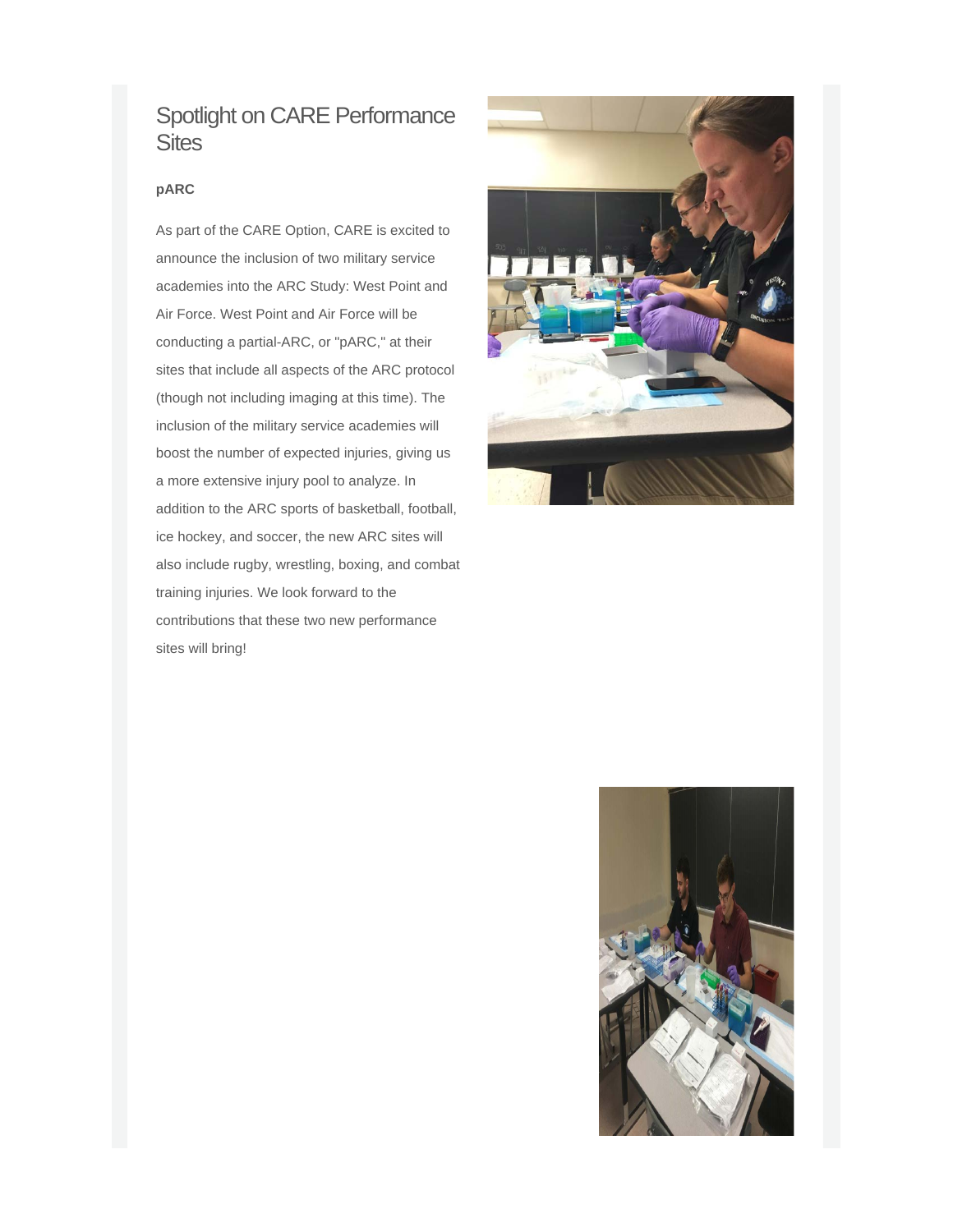## Spotlight on CARE Performance Sites

**pARC**

As part of the CARE Option, CARE is excited to announce the inclusion of two military service academies into the ARC Study: West Point and Air Force. West Point and Air Force will be conducting a partial-ARC, or "pARC," at their sites that include all aspects of the ARC protocol (though not including imaging at this time). The inclusion of the military service academies will boost the number of expected injuries, giving us a more extensive injury pool to analyze. In addition to the ARC sports of basketball, football, ice hockey, and soccer, the new ARC sites will also include rugby, wrestling, boxing, and combat training injuries. We look forward to the contributions that these two new performance sites will bring!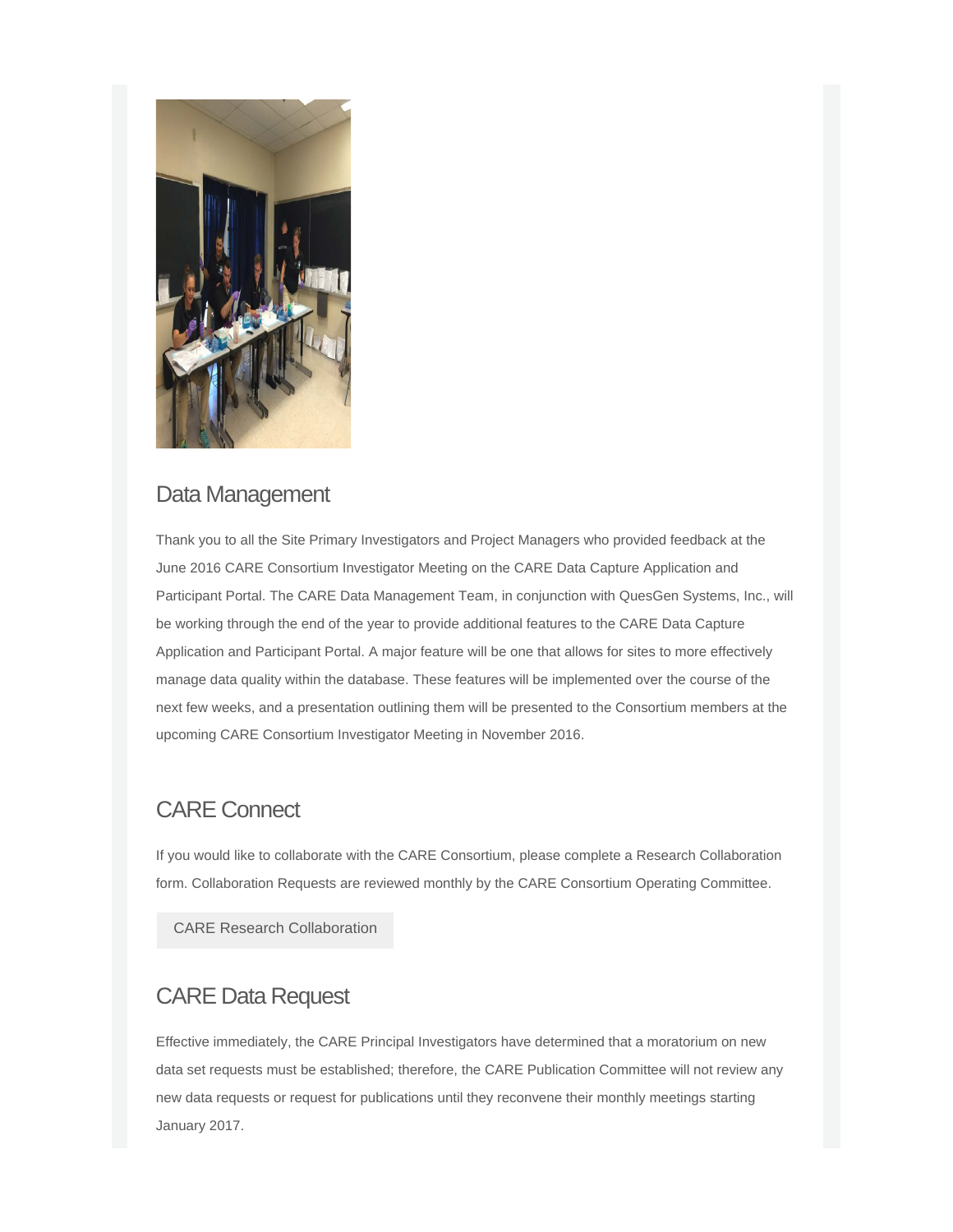## Data Management

Thank you to all the Site Primary Investigators and Project Managers who provided feedback at the June 2016 CARE Consortium Investigator Meeting on the CARE Data Capture Application and Participant Portal. The CARE Data Management Team, in conjunction with QuesGen Systems, Inc., will be working through the end of the year to provide additional features to the CARE Data Capture Application and Participant Portal. A major feature will be one that allows for sites to more effectively manage data quality within the database. These features will be implemented over the course of the next few weeks, and a presentation outlining them will be presented to the Consortium members at the upcoming CARE Consortium Investigator Meeting in November 2016.

## CARE Connect

If you would like to collaborate with the CARE Consortium, please complete a Research Collaboration form. Collaboration Requests are reviewed monthly by the CARE Consortium Operating Committee.

CARE Research Collaboration

## CARE Data Request

Effective immediately, the CARE Principal Investigators have determined that a moratorium on new data set requests must be established; therefore, the CARE Publication Committee will not review any new data requests or request for publications until they reconvene their monthly meetings starting January 2017.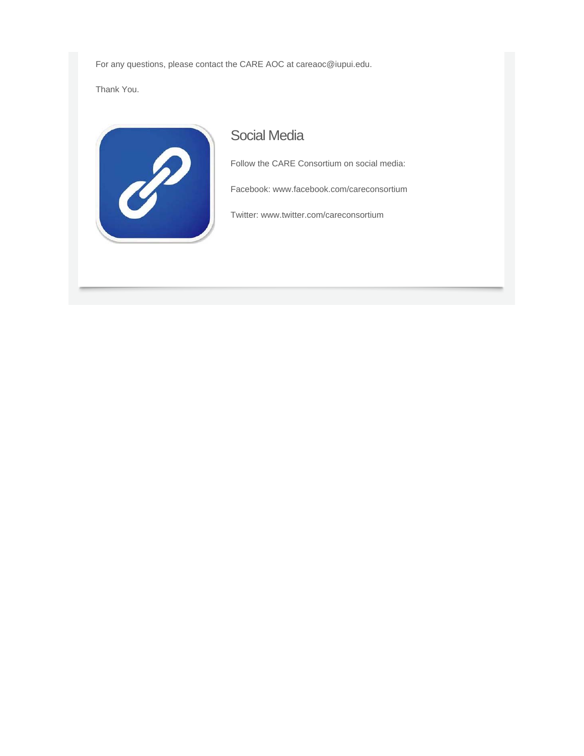For any questions, please contact the CARE AOC at careaoc@iupui.edu.

Thank You.

## Social Media

Follow the CARE Consortium on social media:

Facebook: www.facebook.com/careconsortium

Twitter: www.twitter.com/careconsortium